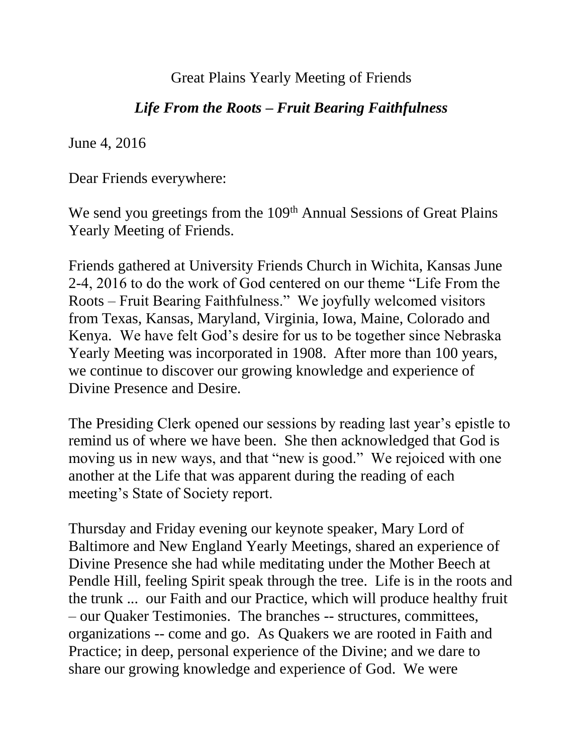# Great Plains Yearly Meeting of Friends

## *Life From the Roots – Fruit Bearing Faithfulness*

June 4, 2016

Dear Friends everywhere:

We send you greetings from the 109th Annual Sessions of Great Plains Yearly Meeting of Friends.

Friends gathered at University Friends Church in Wichita, Kansas June 2-4, 2016 to do the work of God centered on our theme "Life From the Roots – Fruit Bearing Faithfulness." We joyfully welcomed visitors from Texas, Kansas, Maryland, Virginia, Iowa, Maine, Colorado and Kenya. We have felt God's desire for us to be together since Nebraska Yearly Meeting was incorporated in 1908. After more than 100 years, we continue to discover our growing knowledge and experience of Divine Presence and Desire.

The Presiding Clerk opened our sessions by reading last year's epistle to remind us of where we have been. She then acknowledged that God is moving us in new ways, and that "new is good." We rejoiced with one another at the Life that was apparent during the reading of each meeting's State of Society report.

Thursday and Friday evening our keynote speaker, Mary Lord of Baltimore and New England Yearly Meetings, shared an experience of Divine Presence she had while meditating under the Mother Beech at Pendle Hill, feeling Spirit speak through the tree. Life is in the roots and the trunk ... our Faith and our Practice, which will produce healthy fruit – our Quaker Testimonies. The branches -- structures, committees, organizations -- come and go. As Quakers we are rooted in Faith and Practice; in deep, personal experience of the Divine; and we dare to share our growing knowledge and experience of God. We were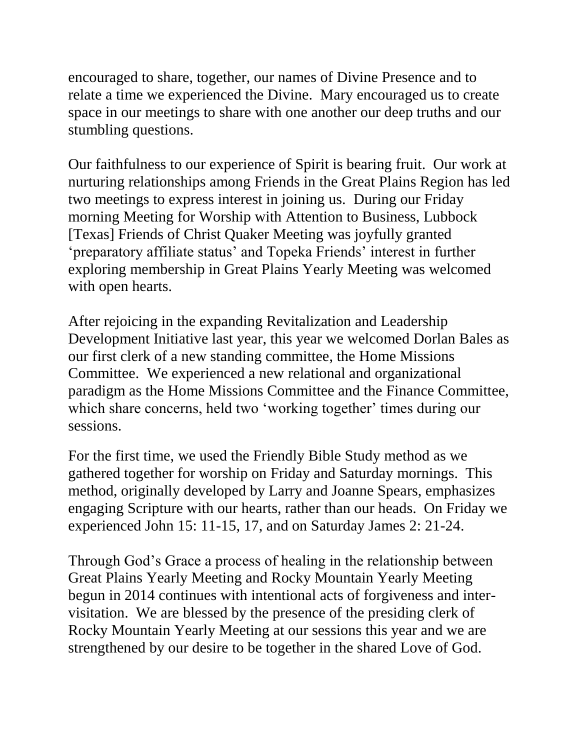encouraged to share, together, our names of Divine Presence and to relate a time we experienced the Divine. Mary encouraged us to create space in our meetings to share with one another our deep truths and our stumbling questions.

Our faithfulness to our experience of Spirit is bearing fruit. Our work at nurturing relationships among Friends in the Great Plains Region has led two meetings to express interest in joining us. During our Friday morning Meeting for Worship with Attention to Business, Lubbock [Texas] Friends of Christ Quaker Meeting was joyfully granted 'preparatory affiliate status' and Topeka Friends' interest in further exploring membership in Great Plains Yearly Meeting was welcomed with open hearts.

After rejoicing in the expanding Revitalization and Leadership Development Initiative last year, this year we welcomed Dorlan Bales as our first clerk of a new standing committee, the Home Missions Committee. We experienced a new relational and organizational paradigm as the Home Missions Committee and the Finance Committee, which share concerns, held two 'working together' times during our sessions.

For the first time, we used the Friendly Bible Study method as we gathered together for worship on Friday and Saturday mornings. This method, originally developed by Larry and Joanne Spears, emphasizes engaging Scripture with our hearts, rather than our heads. On Friday we experienced John 15: 11-15, 17, and on Saturday James 2: 21-24.

Through God's Grace a process of healing in the relationship between Great Plains Yearly Meeting and Rocky Mountain Yearly Meeting begun in 2014 continues with intentional acts of forgiveness and inter-visitation. We are blessed by the presence of the presiding clerk of Rocky Mountain Yearly Meeting at our sessions this year and we are strengthened by our desire to be together in the shared Love of God.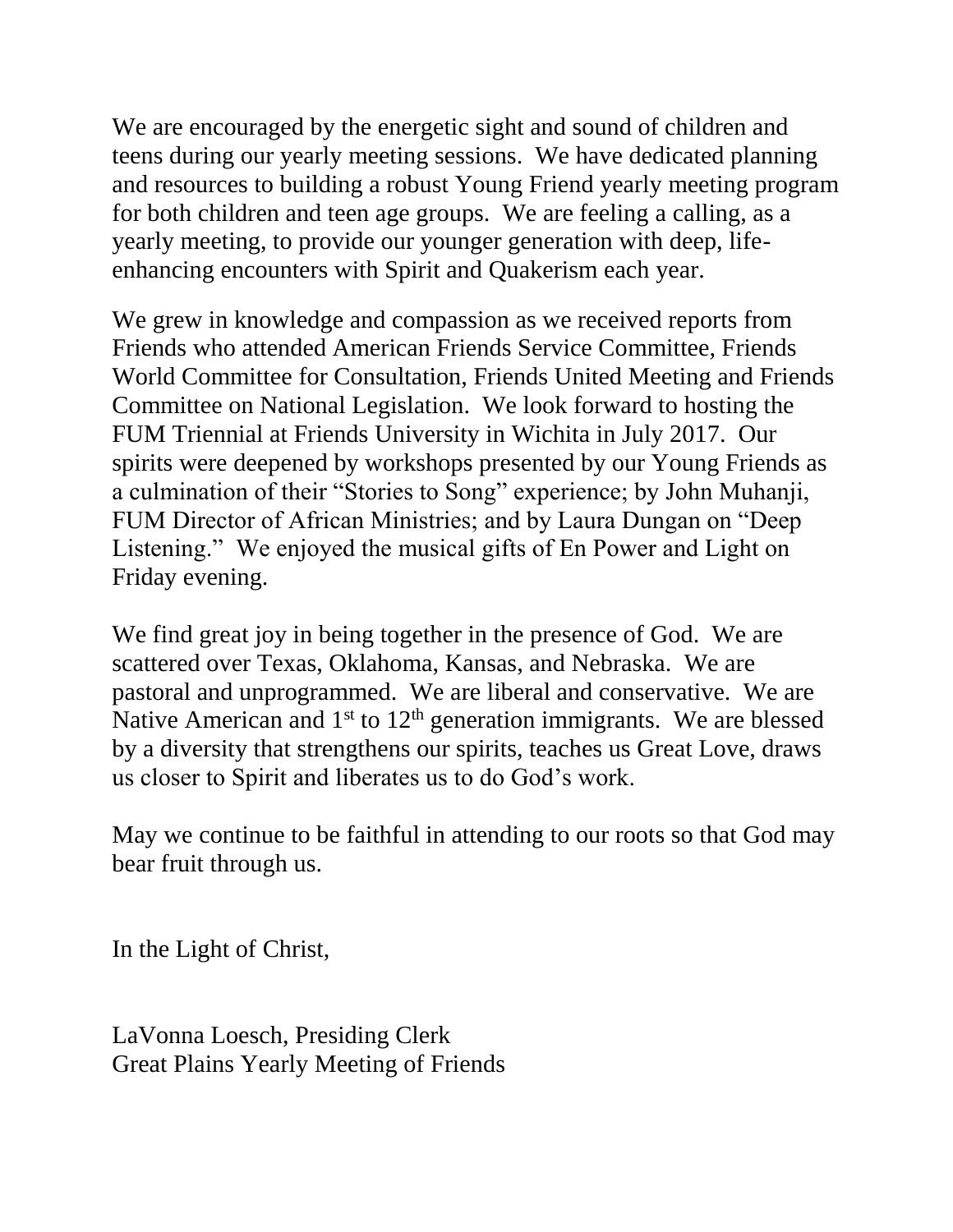We are encouraged by the energetic sight and sound of children and teens during our yearly meeting sessions. We have dedicated planning and resources to building a robust Young Friend yearly meeting program for both children and teen age groups. We are feeling a calling, as a yearly meeting, to provide our younger generation with deep, life-enhancing encounters with Spirit and Quakerism each year.

We grew in knowledge and compassion as we received reports from Friends who attended American Friends Service Committee, Friends World Committee for Consultation, Friends United Meeting and Friends Committee on National Legislation. We look forward to hosting the FUM Triennial at Friends University in Wichita in July 2017. Our spirits were deepened by workshops presented by our Young Friends as a culmination of their "Stories to Song" experience; by John Muhanji, FUM Director of African Ministries; and by Laura Dungan on "Deep Listening." We enjoyed the musical gifts of En Power and Light on Friday evening.

We find great joy in being together in the presence of God. We are scattered over Texas, Oklahoma, Kansas, and Nebraska. We are pastoral and unprogrammed. We are liberal and conservative. We are Native American and 1st to 12th generation immigrants. We are blessed by a diversity that strengthens our spirits, teaches us Great Love, draws us closer to Spirit and liberates us to do God's work.

May we continue to be faithful in attending to our roots so that God may bear fruit through us.

In the Light of Christ,

LaVonna Loesch, Presiding Clerk
Great Plains Yearly Meeting of Friends